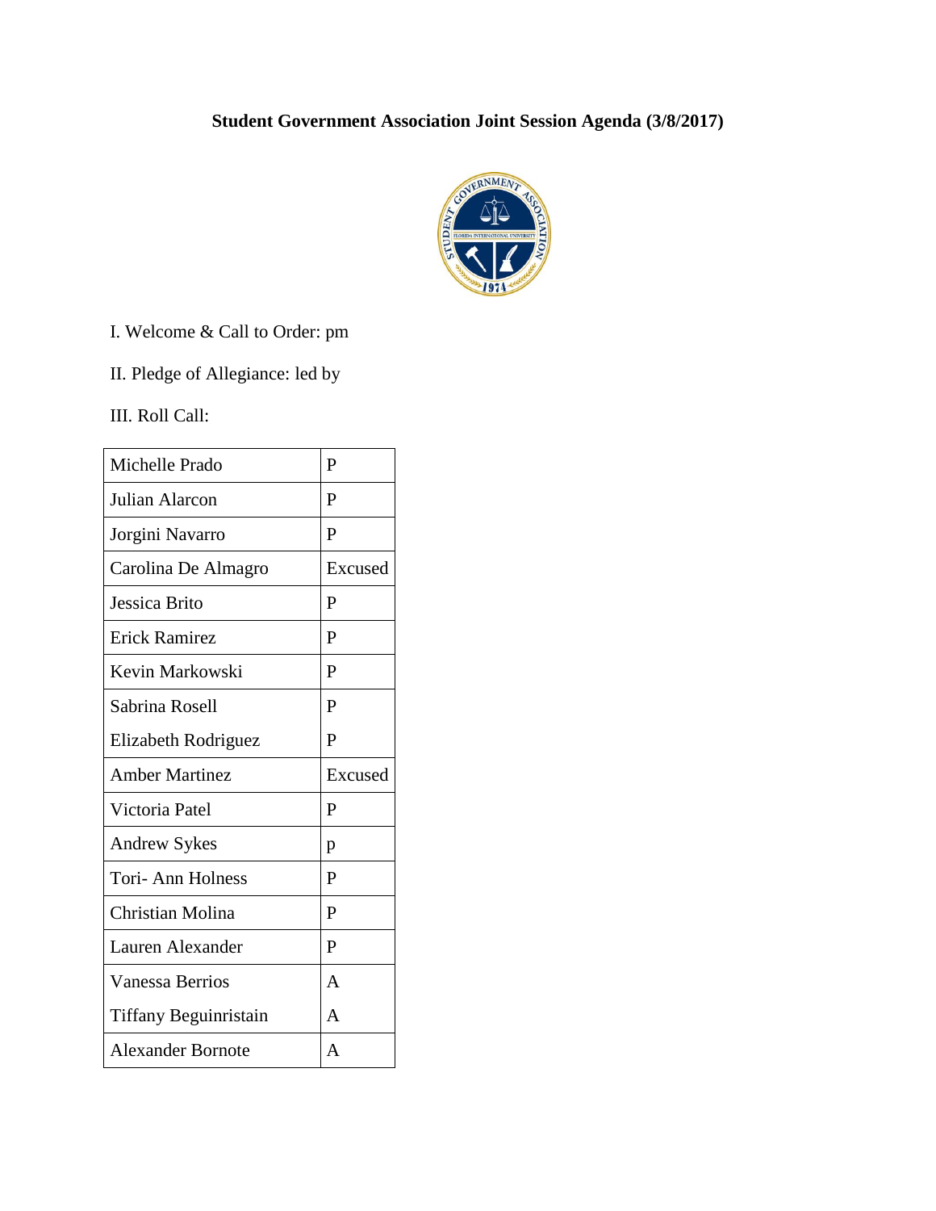**Student Government Association Joint Session Agenda (3/8/2017)**

I. Welcome & Call to Order: pm

II. Pledge of Allegiance: led by

III. Roll Call:

| | |
|---|---|
| Michelle Prado | P |
| Julian Alarcon | P |
| Jorgini Navarro | P |
| Carolina De Almagro | Excused |
| Jessica Brito | P |
| Erick Ramirez | P |
| Kevin Markowski | P |
| Sabrina Rosell | P |
| Elizabeth Rodriguez | P |
| Amber Martinez | Excused |
| Victoria Patel | P |
| Andrew Sykes | p |
| Tori- Ann Holness | P |
| Christian Molina | P |
| Lauren Alexander | P |
| Vanessa Berrios | A |
| Tiffany Beguinristain | A |
| Alexander Bornote | A |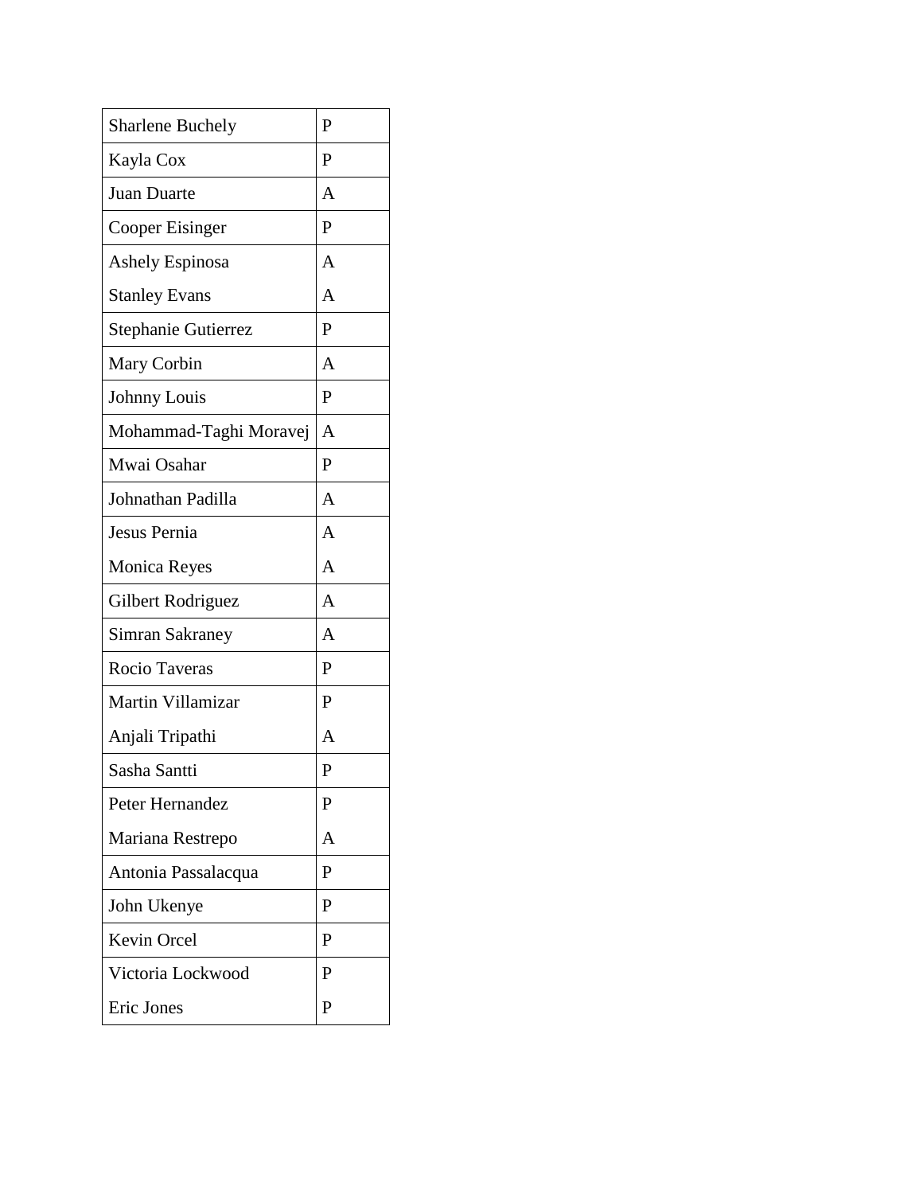| | |
|---|---|
| Sharlene Buchely | P |
| Kayla Cox | P |
| Juan Duarte | A |
| Cooper Eisinger | P |
| Ashely Espinosa | A |
| Stanley Evans | A |
| Stephanie Gutierrez | P |
| Mary Corbin | A |
| Johnny Louis | P |
| Mohammad-Taghi Moravej | A |
| Mwai Osahar | P |
| Johnathan Padilla | A |
| Jesus Pernia | A |
| Monica Reyes | A |
| Gilbert Rodriguez | A |
| Simran Sakraney | A |
| Rocio Taveras | P |
| Martin Villamizar | P |
| Anjali Tripathi | A |
| Sasha Santti | P |
| Peter Hernandez | P |
| Mariana Restrepo | A |
| Antonia Passalacqua | P |
| John Ukenye | P |
| Kevin Orcel | P |
| Victoria Lockwood | P |
| Eric Jones | P |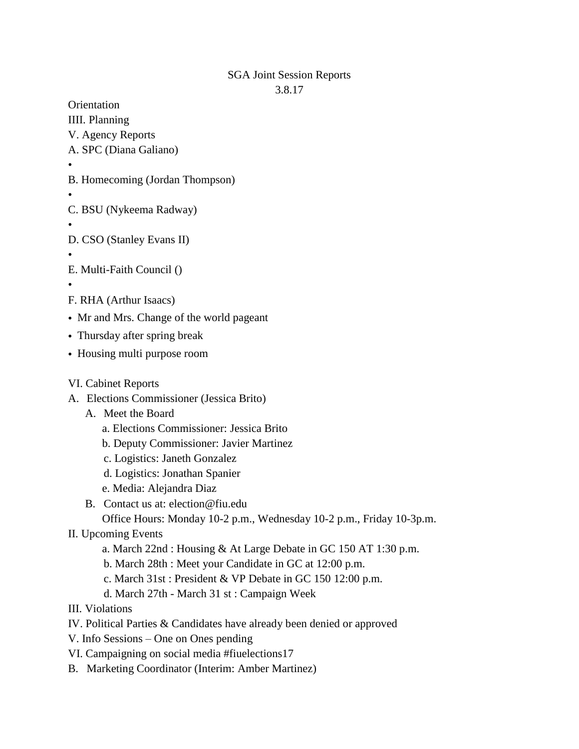SGA Joint Session Reports

3.8.17

Orientation

IIII. Planning

V. Agency Reports

A. SPC (Diana Galiano)

- 

B. Homecoming (Jordan Thompson)

- 

C. BSU (Nykeema Radway)

- 

D. CSO (Stanley Evans II)

- 

E. Multi-Faith Council ()

- 

F. RHA (Arthur Isaacs)

- Mr and Mrs. Change of the world pageant
- Thursday after spring break
- Housing multi purpose room

VI. Cabinet Reports

A. Elections Commissioner (Jessica Brito)

   A. Meet the Board
      a. Elections Commissioner: Jessica Brito
      b. Deputy Commissioner: Javier Martinez
      c. Logistics: Janeth Gonzalez
      d. Logistics: Jonathan Spanier
      e. Media: Alejandra Diaz
   B. Contact us at: election@fiu.edu
      Office Hours: Monday 10-2 p.m., Wednesday 10-2 p.m., Friday 10-3p.m.

II. Upcoming Events
   a. March 22nd : Housing & At Large Debate in GC 150 AT 1:30 p.m.
   b. March 28th : Meet your Candidate in GC at 12:00 p.m.
   c. March 31st : President & VP Debate in GC 150 12:00 p.m.
   d. March 27th - March 31 st : Campaign Week

III. Violations

IV. Political Parties & Candidates have already been denied or approved

V. Info Sessions – One on Ones pending

VI. Campaigning on social media #fiuelections17

B. Marketing Coordinator (Interim: Amber Martinez)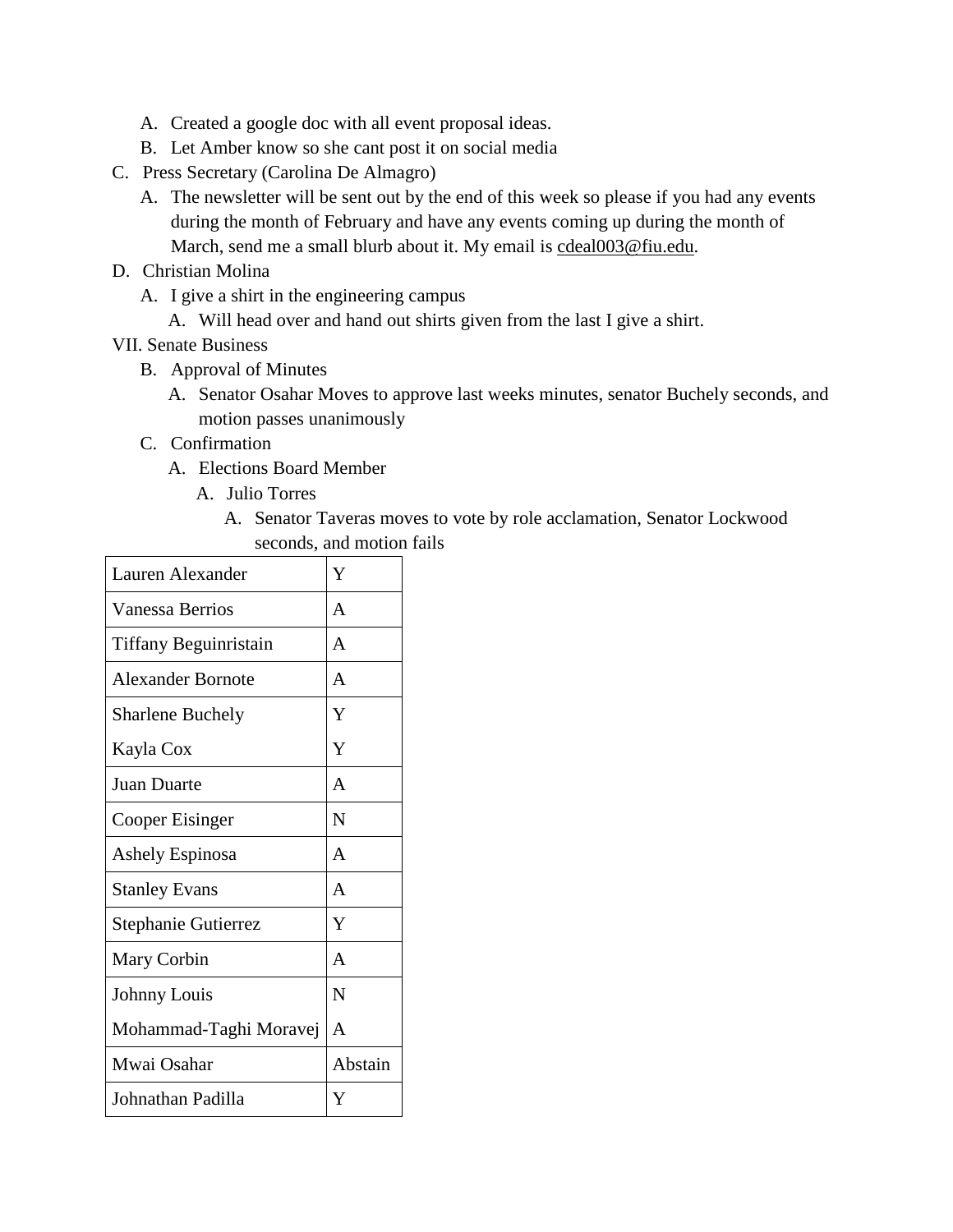A. Created a google doc with all event proposal ideas.
   B. Let Amber know so she cant post it on social media

C. Press Secretary (Carolina De Almagro)
   A. The newsletter will be sent out by the end of this week so please if you had any events during the month of February and have any events coming up during the month of March, send me a small blurb about it. My email is cdeal003@fiu.edu.

D. Christian Molina
   A. I give a shirt in the engineering campus
      A. Will head over and hand out shirts given from the last I give a shirt.

VII. Senate Business
   B. Approval of Minutes
      A. Senator Osahar Moves to approve last weeks minutes, senator Buchely seconds, and motion passes unanimously
   C. Confirmation
      A. Elections Board Member
         A. Julio Torres
            A. Senator Taveras moves to vote by role acclamation, Senator Lockwood seconds, and motion fails

| | |
|---|---|
| Lauren Alexander | Y |
| Vanessa Berrios | A |
| Tiffany Beguinristain | A |
| Alexander Bornote | A |
| Sharlene Buchely | Y |
| Kayla Cox | Y |
| Juan Duarte | A |
| Cooper Eisinger | N |
| Ashely Espinosa | A |
| Stanley Evans | A |
| Stephanie Gutierrez | Y |
| Mary Corbin | A |
| Johnny Louis | N |
| Mohammad-Taghi Moravej | A |
| Mwai Osahar | Abstain |
| Johnathan Padilla | Y |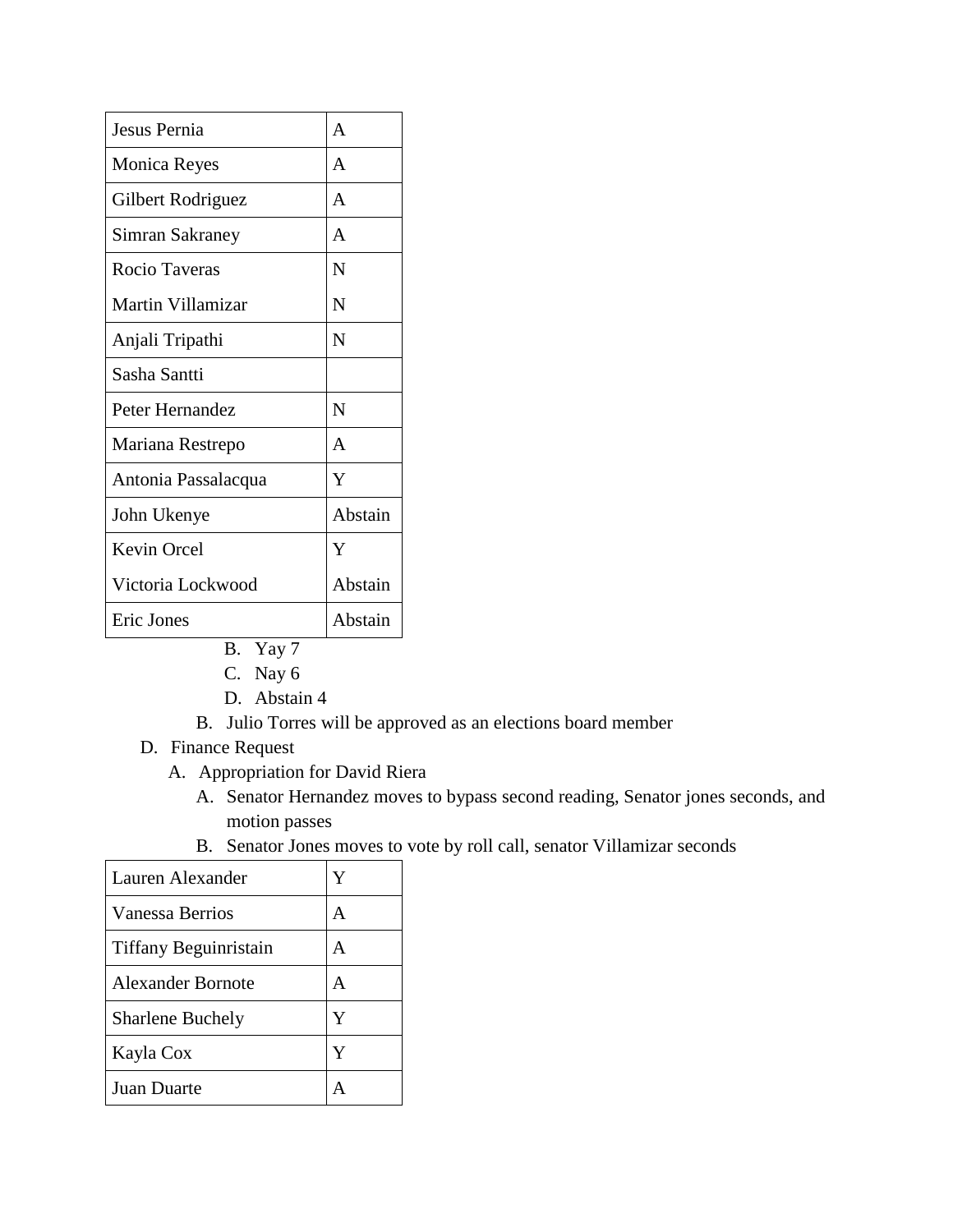| | |
|---|---|
| Jesus Pernia | A |
| Monica Reyes | A |
| Gilbert Rodriguez | A |
| Simran Sakraney | A |
| Rocio Taveras | N |
| Martin Villamizar | N |
| Anjali Tripathi | N |
| Sasha Santti | |
| Peter Hernandez | N |
| Mariana Restrepo | A |
| Antonia Passalacqua | Y |
| John Ukenye | Abstain |
| Kevin Orcel | Y |
| Victoria Lockwood | Abstain |
| Eric Jones | Abstain |

B. Yay 7

C. Nay 6

D. Abstain 4

B. Julio Torres will be approved as an elections board member

D. Finance Request

A. Appropriation for David Riera

A. Senator Hernandez moves to bypass second reading, Senator jones seconds, and motion passes

B. Senator Jones moves to vote by roll call, senator Villamizar seconds

| | |
|---|---|
| Lauren Alexander | Y |
| Vanessa Berrios | A |
| Tiffany Beguinristain | A |
| Alexander Bornote | A |
| Sharlene Buchely | Y |
| Kayla Cox | Y |
| Juan Duarte | A |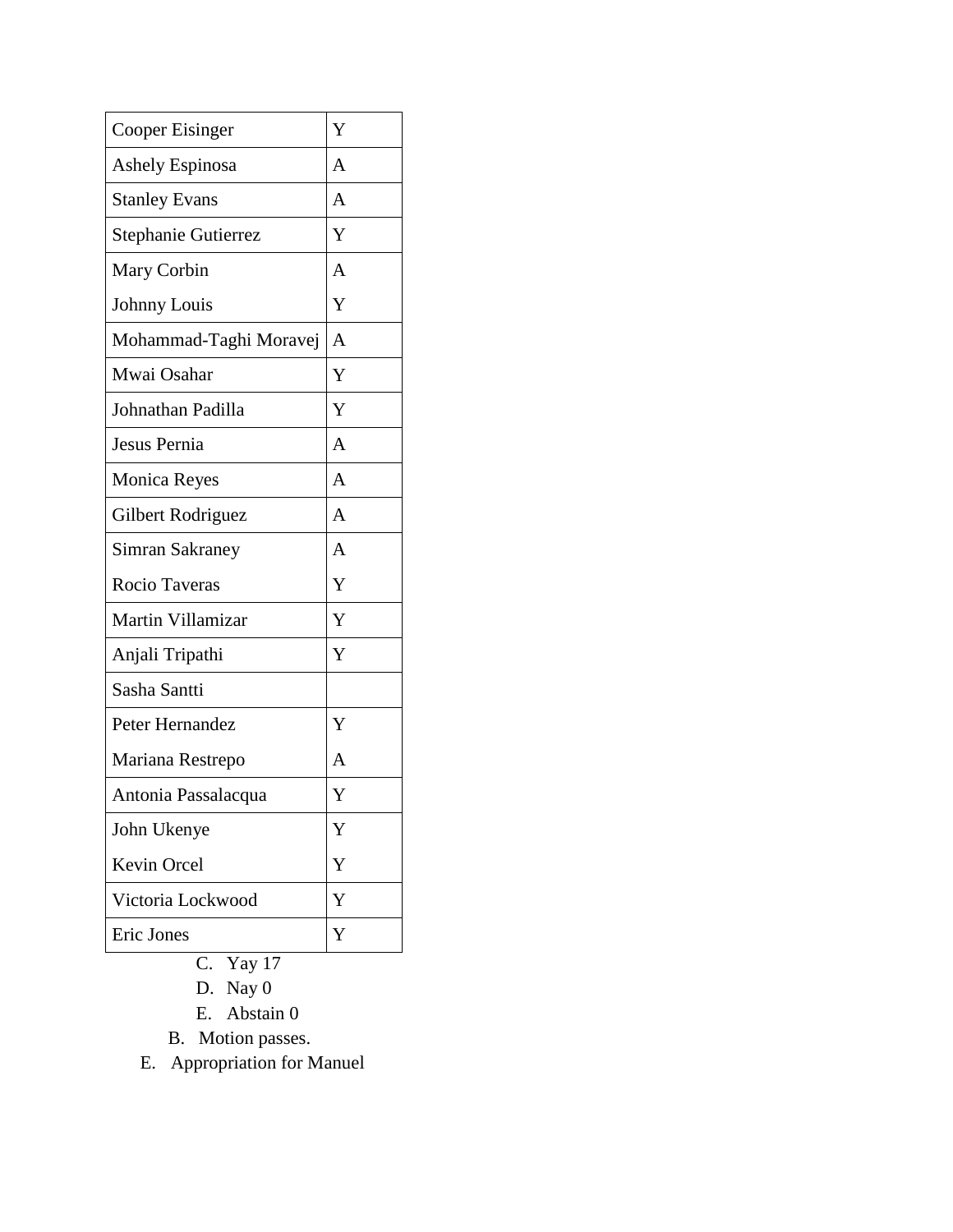| | |
|---|---|
| Cooper Eisinger | Y |
| Ashely Espinosa | A |
| Stanley Evans | A |
| Stephanie Gutierrez | Y |
| Mary Corbin | A |
| Johnny Louis | Y |
| Mohammad-Taghi Moravej | A |
| Mwai Osahar | Y |
| Johnathan Padilla | Y |
| Jesus Pernia | A |
| Monica Reyes | A |
| Gilbert Rodriguez | A |
| Simran Sakraney | A |
| Rocio Taveras | Y |
| Martin Villamizar | Y |
| Anjali Tripathi | Y |
| Sasha Santti | |
| Peter Hernandez | Y |
| Mariana Restrepo | A |
| Antonia Passalacqua | Y |
| John Ukenye | Y |
| Kevin Orcel | Y |
| Victoria Lockwood | Y |
| Eric Jones | Y |

C. Yay 17
D. Nay 0
E. Abstain 0

B. Motion passes.

E. Appropriation for Manuel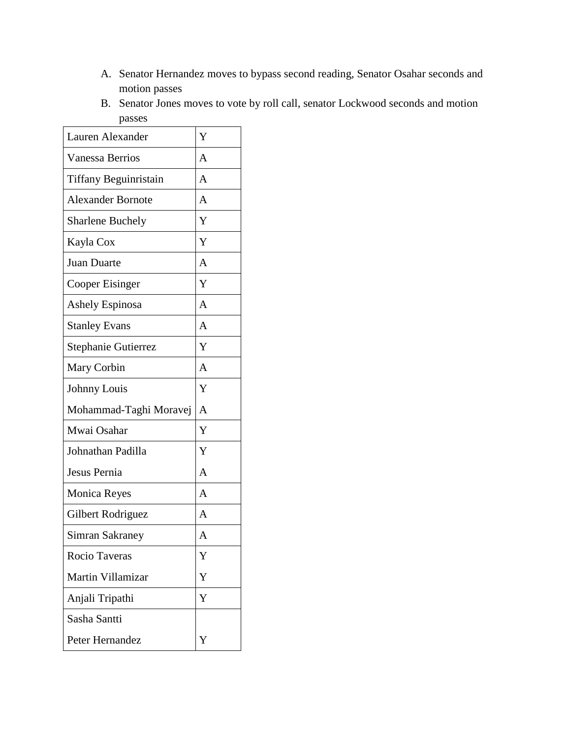A. Senator Hernandez moves to bypass second reading, Senator Osahar seconds and motion passes
B. Senator Jones moves to vote by roll call, senator Lockwood seconds and motion passes

| | |
|---|---|
| Lauren Alexander | Y |
| Vanessa Berrios | A |
| Tiffany Beguinristain | A |
| Alexander Bornote | A |
| Sharlene Buchely | Y |
| Kayla Cox | Y |
| Juan Duarte | A |
| Cooper Eisinger | Y |
| Ashely Espinosa | A |
| Stanley Evans | A |
| Stephanie Gutierrez | Y |
| Mary Corbin | A |
| Johnny Louis | Y |
| Mohammad-Taghi Moravej | A |
| Mwai Osahar | Y |
| Johnathan Padilla | Y |
| Jesus Pernia | A |
| Monica Reyes | A |
| Gilbert Rodriguez | A |
| Simran Sakraney | A |
| Rocio Taveras | Y |
| Martin Villamizar | Y |
| Anjali Tripathi | Y |
| Sasha Santti | |
| Peter Hernandez | Y |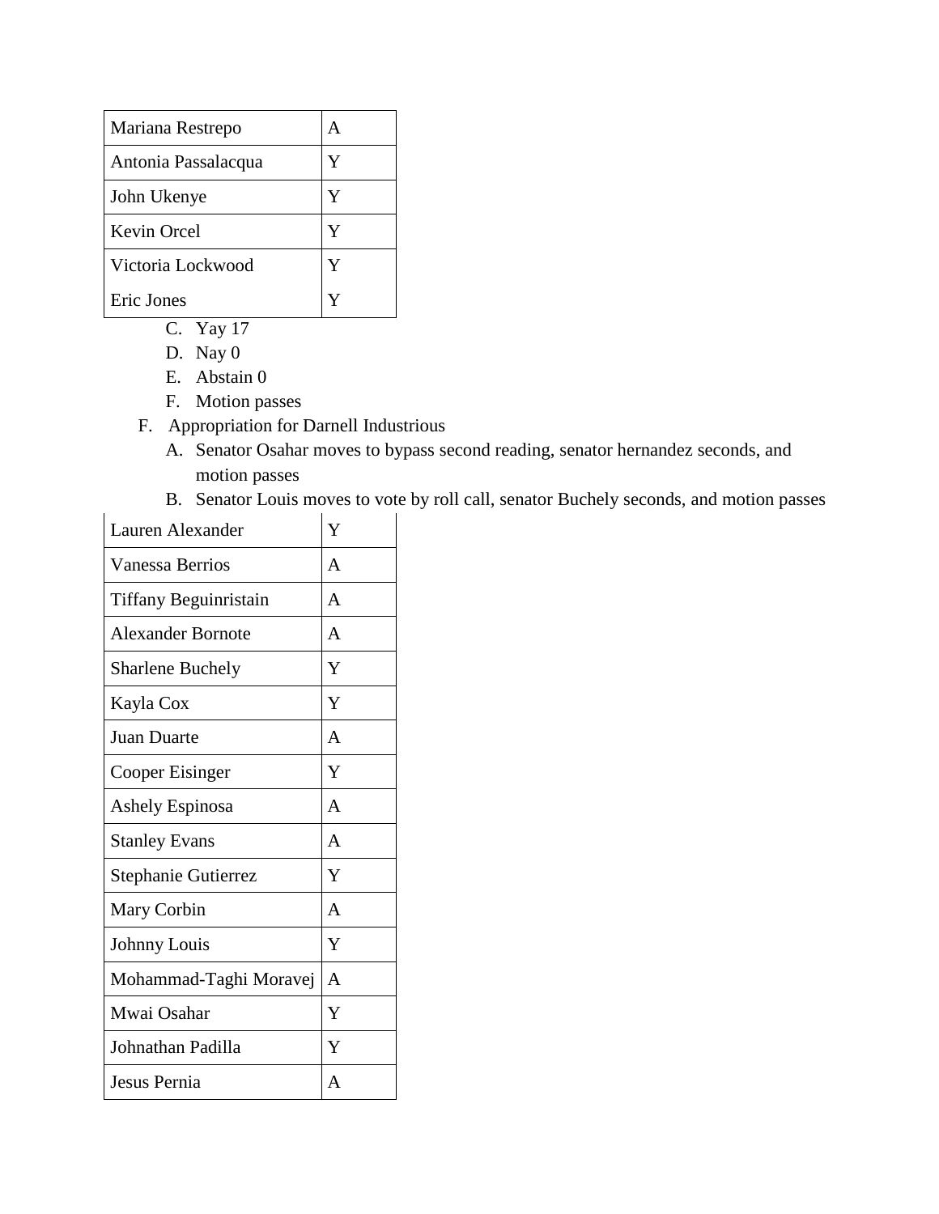| Mariana Restrepo | A |
|---|---|
| Antonia Passalacqua | Y |
| John Ukenye | Y |
| Kevin Orcel | Y |
| Victoria Lockwood | Y |
| Eric Jones | Y |

C. Yay 17
D. Nay 0
E. Abstain 0
F. Motion passes

F. Appropriation for Darnell Industrious
   A. Senator Osahar moves to bypass second reading, senator hernandez seconds, and motion passes
   B. Senator Louis moves to vote by roll call, senator Buchely seconds, and motion passes

| Lauren Alexander | Y |
|---|---|
| Vanessa Berrios | A |
| Tiffany Beguinristain | A |
| Alexander Bornote | A |
| Sharlene Buchely | Y |
| Kayla Cox | Y |
| Juan Duarte | A |
| Cooper Eisinger | Y |
| Ashely Espinosa | A |
| Stanley Evans | A |
| Stephanie Gutierrez | Y |
| Mary Corbin | A |
| Johnny Louis | Y |
| Mohammad-Taghi Moravej | A |
| Mwai Osahar | Y |
| Johnathan Padilla | Y |
| Jesus Pernia | A |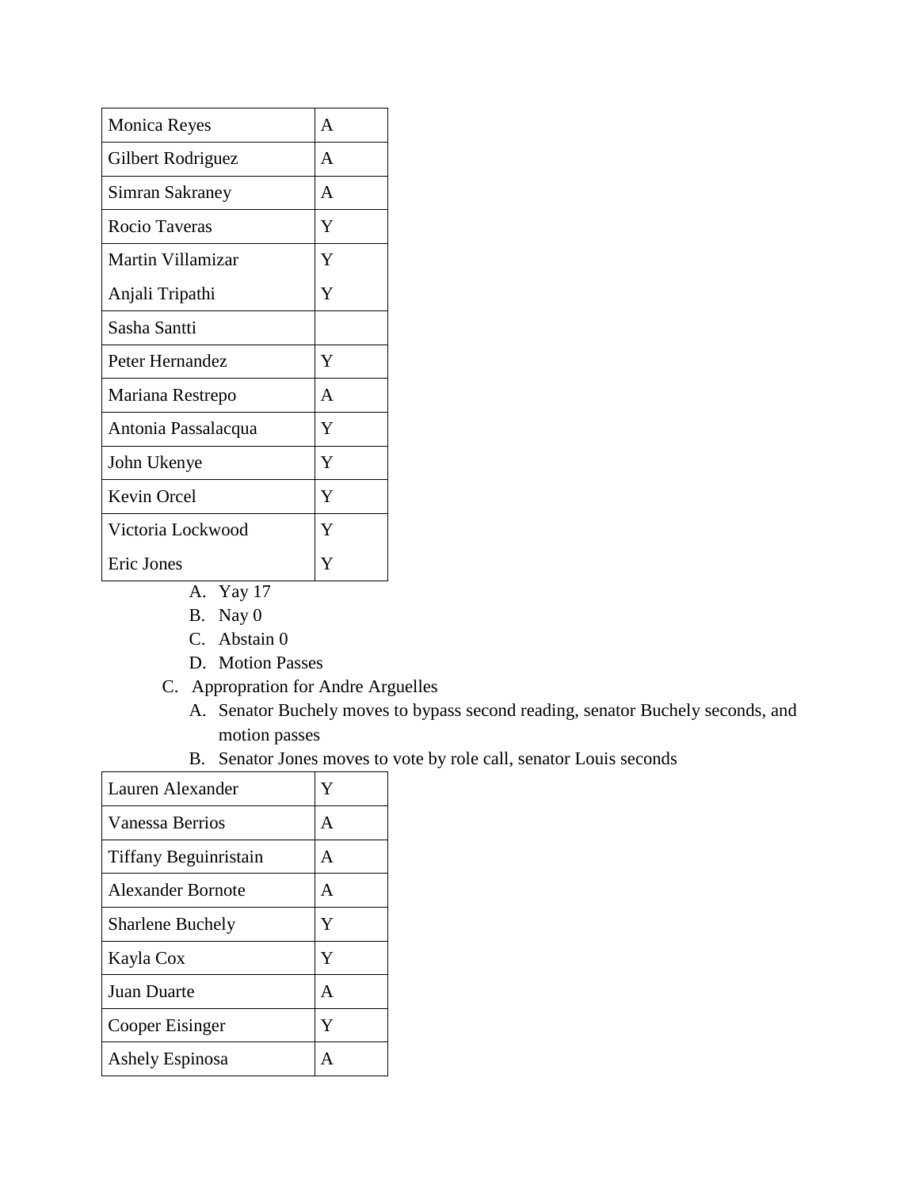| Monica Reyes | A |
|---|---|
| Gilbert Rodriguez | A |
| Simran Sakraney | A |
| Rocio Taveras | Y |
| Martin Villamizar | Y |
| Anjali Tripathi | Y |
| Sasha Santti | |
| Peter Hernandez | Y |
| Mariana Restrepo | A |
| Antonia Passalacqua | Y |
| John Ukenye | Y |
| Kevin Orcel | Y |
| Victoria Lockwood | Y |
| Eric Jones | Y |

A. Yay 17
B. Nay 0
C. Abstain 0
D. Motion Passes

C. Appropration for Andre Arguelles
   A. Senator Buchely moves to bypass second reading, senator Buchely seconds, and motion passes
   B. Senator Jones moves to vote by role call, senator Louis seconds

| Lauren Alexander | Y |
|---|---|
| Vanessa Berrios | A |
| Tiffany Beguinristain | A |
| Alexander Bornote | A |
| Sharlene Buchely | Y |
| Kayla Cox | Y |
| Juan Duarte | A |
| Cooper Eisinger | Y |
| Ashely Espinosa | A |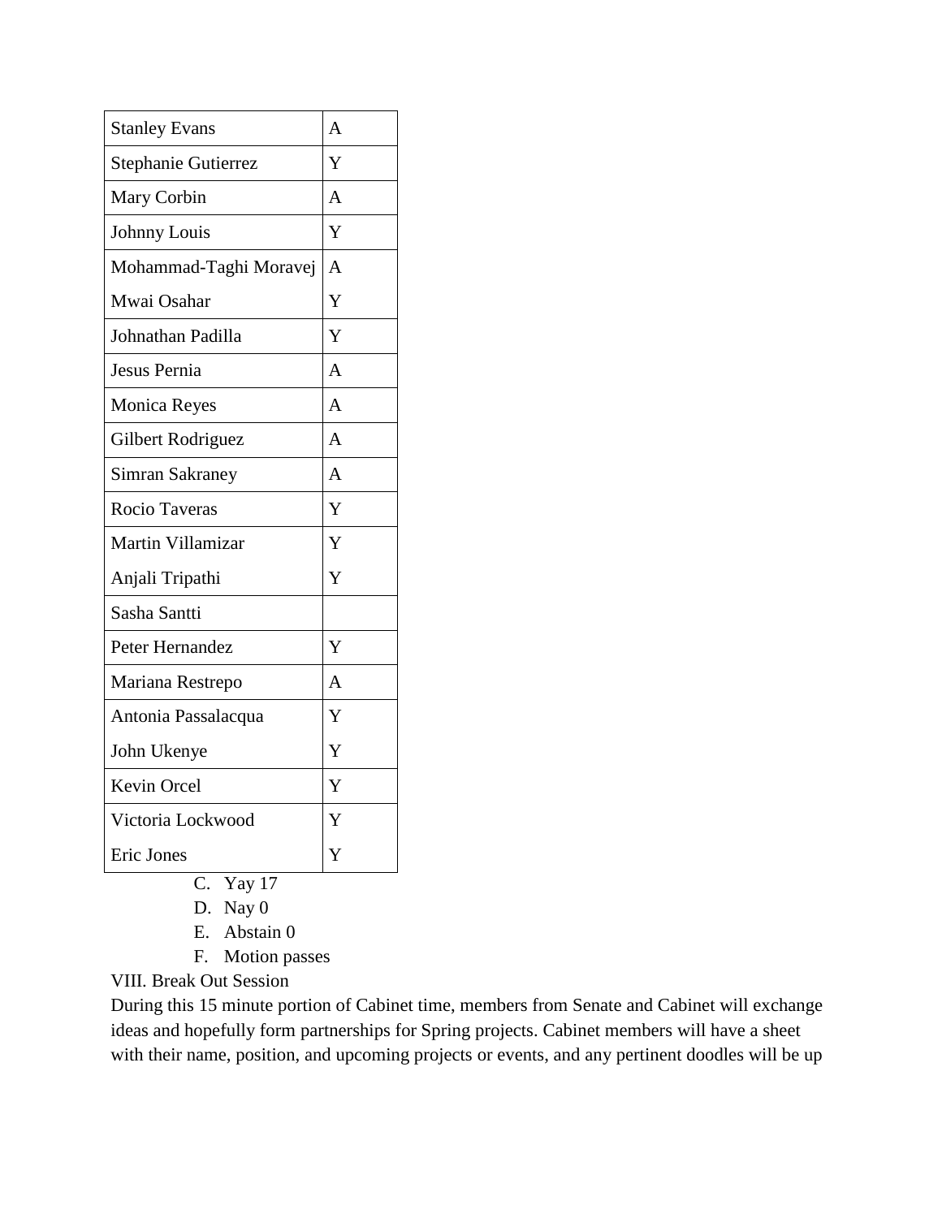| | |
|---|---|
| Stanley Evans | A |
| Stephanie Gutierrez | Y |
| Mary Corbin | A |
| Johnny Louis | Y |
| Mohammad-Taghi Moravej | A |
| Mwai Osahar | Y |
| Johnathan Padilla | Y |
| Jesus Pernia | A |
| Monica Reyes | A |
| Gilbert Rodriguez | A |
| Simran Sakraney | A |
| Rocio Taveras | Y |
| Martin Villamizar | Y |
| Anjali Tripathi | Y |
| Sasha Santti | |
| Peter Hernandez | Y |
| Mariana Restrepo | A |
| Antonia Passalacqua | Y |
| John Ukenye | Y |
| Kevin Orcel | Y |
| Victoria Lockwood | Y |
| Eric Jones | Y |

C. Yay 17
D. Nay 0
E. Abstain 0
F. Motion passes

VIII. Break Out Session

During this 15 minute portion of Cabinet time, members from Senate and Cabinet will exchange ideas and hopefully form partnerships for Spring projects. Cabinet members will have a sheet with their name, position, and upcoming projects or events, and any pertinent doodles will be up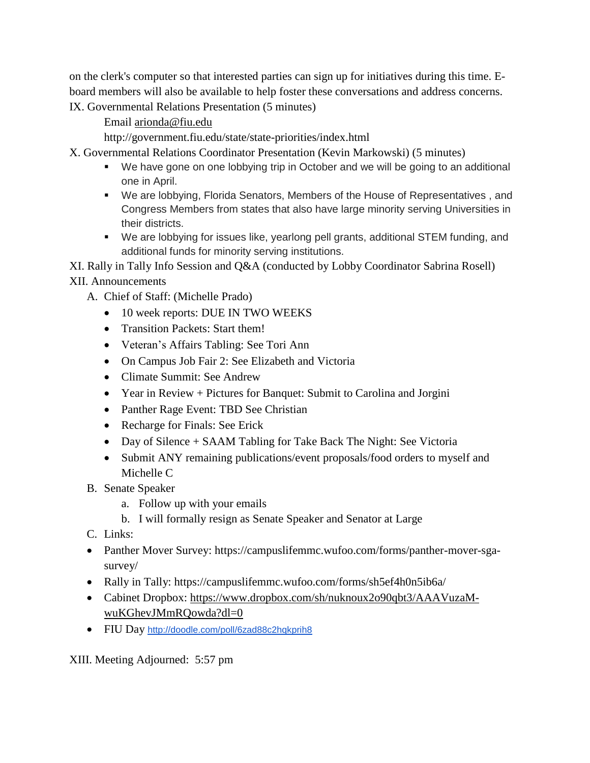on the clerk's computer so that interested parties can sign up for initiatives during this time. E-board members will also be available to help foster these conversations and address concerns.

IX. Governmental Relations Presentation (5 minutes)

Email arionda@fiu.edu

http://government.fiu.edu/state/state-priorities/index.html

X. Governmental Relations Coordinator Presentation (Kevin Markowski) (5 minutes)

- We have gone on one lobbying trip in October and we will be going to an additional one in April.
- We are lobbying, Florida Senators, Members of the House of Representatives , and Congress Members from states that also have large minority serving Universities in their districts.
- We are lobbying for issues like, yearlong pell grants, additional STEM funding, and additional funds for minority serving institutions.

XI. Rally in Tally Info Session and Q&A (conducted by Lobby Coordinator Sabrina Rosell)

XII. Announcements

A. Chief of Staff: (Michelle Prado)

- 10 week reports: DUE IN TWO WEEKS
- Transition Packets: Start them!
- Veteran's Affairs Tabling: See Tori Ann
- On Campus Job Fair 2: See Elizabeth and Victoria
- Climate Summit: See Andrew
- Year in Review + Pictures for Banquet: Submit to Carolina and Jorgini
- Panther Rage Event: TBD See Christian
- Recharge for Finals: See Erick
- Day of Silence + SAAM Tabling for Take Back The Night: See Victoria
- Submit ANY remaining publications/event proposals/food orders to myself and Michelle C

B. Senate Speaker

a. Follow up with your emails

b. I will formally resign as Senate Speaker and Senator at Large

C. Links:

- Panther Mover Survey: https://campuslifemmc.wufoo.com/forms/panther-mover-sga-survey/
- Rally in Tally: https://campuslifemmc.wufoo.com/forms/sh5ef4h0n5ib6a/
- Cabinet Dropbox: https://www.dropbox.com/sh/nuknoux2o90qbt3/AAAVuzaM-wuKGhevJMmRQowda?dl=0
- FIU Day http://doodle.com/poll/6zad88c2hqkprih8

XIII. Meeting Adjourned: 5:57 pm